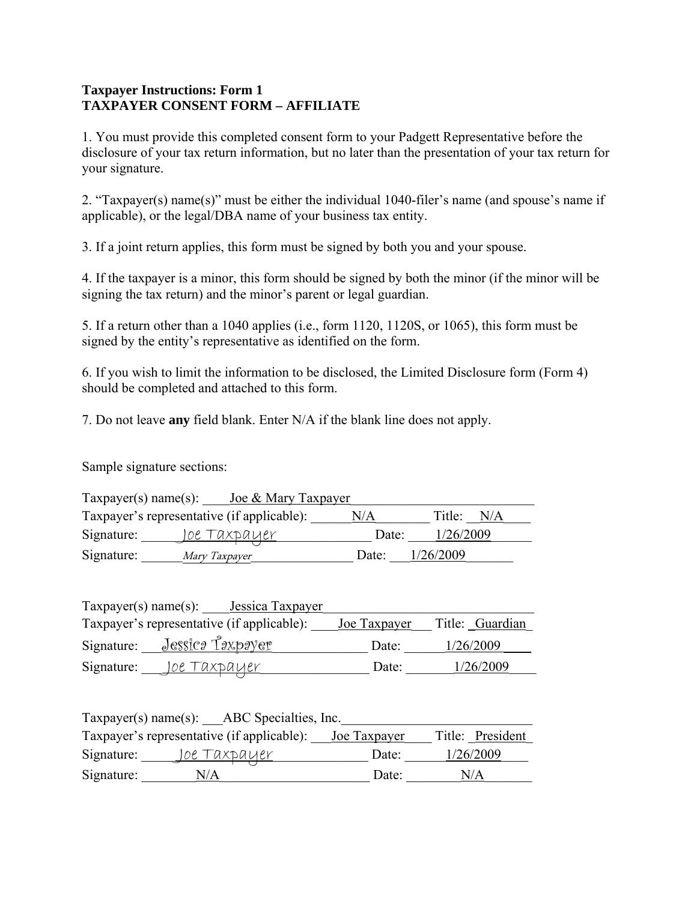**Taxpayer Instructions: Form 1**
**TAXPAYER CONSENT FORM – AFFILIATE**

1. You must provide this completed consent form to your Padgett Representative before the disclosure of your tax return information, but no later than the presentation of your tax return for your signature.

2. "Taxpayer(s) name(s)" must be either the individual 1040-filer's name (and spouse's name if applicable), or the legal/DBA name of your business tax entity.

3. If a joint return applies, this form must be signed by both you and your spouse.

4. If the taxpayer is a minor, this form should be signed by both the minor (if the minor will be signing the tax return) and the minor's parent or legal guardian.

5. If a return other than a 1040 applies (i.e., form 1120, 1120S, or 1065), this form must be signed by the entity's representative as identified on the form.

6. If you wish to limit the information to be disclosed, the Limited Disclosure form (Form 4) should be completed and attached to this form.

7. Do not leave **any** field blank. Enter N/A if the blank line does not apply.

Sample signature sections:

Taxpayer(s) name(s): Joe & Mary Taxpayer
Taxpayer's representative (if applicable): N/A Title: N/A
Signature: Joe Taxpayer Date: 1/26/2009
Signature: *Mary Taxpayer* Date: 1/26/2009

Taxpayer(s) name(s): Jessica Taxpayer
Taxpayer's representative (if applicable): Joe Taxpayer Title: Guardian
Signature: Jessica Taxpayer Date: 1/26/2009
Signature: Joe Taxpayer Date: 1/26/2009

Taxpayer(s) name(s): ABC Specialties, Inc.
Taxpayer's representative (if applicable): Joe Taxpayer Title: President
Signature: Joe Taxpayer Date: 1/26/2009
Signature: N/A Date: N/A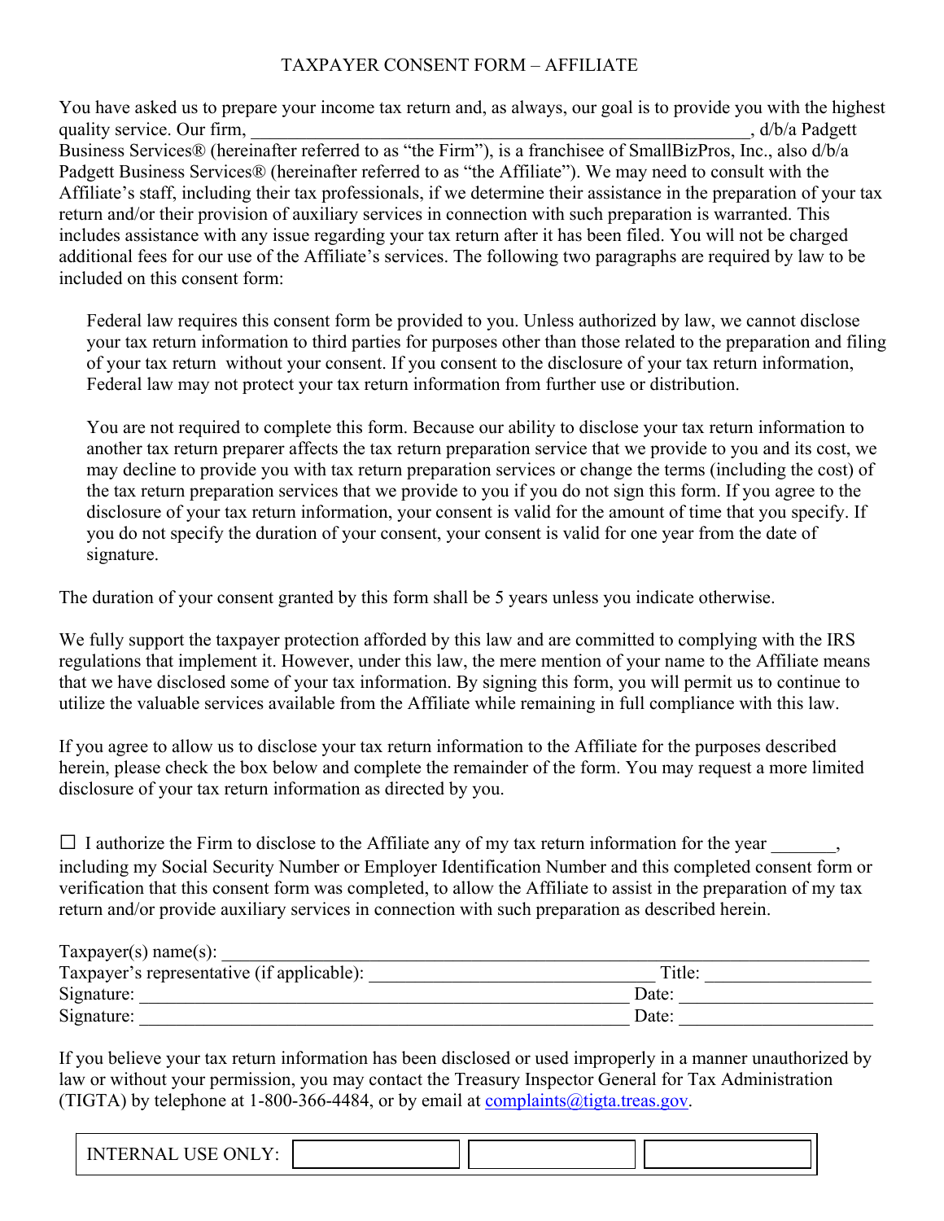# TAXPAYER CONSENT FORM – AFFILIATE

You have asked us to prepare your income tax return and, as always, our goal is to provide you with the highest quality service. Our firm, \_\_\_\_\_\_\_\_\_\_\_\_\_\_\_\_\_\_\_\_\_\_\_\_\_\_\_\_\_\_\_\_\_\_\_\_\_\_\_\_\_\_\_\_\_\_\_\_\_\_\_\_\_\_, d/b/a Padgett Business Services® (hereinafter referred to as "the Firm"), is a franchisee of SmallBizPros, Inc., also d/b/a Padgett Business Services® (hereinafter referred to as "the Affiliate"). We may need to consult with the Affiliate's staff, including their tax professionals, if we determine their assistance in the preparation of your tax return and/or their provision of auxiliary services in connection with such preparation is warranted. This includes assistance with any issue regarding your tax return after it has been filed. You will not be charged additional fees for our use of the Affiliate's services. The following two paragraphs are required by law to be included on this consent form:

> Federal law requires this consent form be provided to you. Unless authorized by law, we cannot disclose your tax return information to third parties for purposes other than those related to the preparation and filing of your tax return without your consent. If you consent to the disclosure of your tax return information, Federal law may not protect your tax return information from further use or distribution.
>
> You are not required to complete this form. Because our ability to disclose your tax return information to another tax return preparer affects the tax return preparation service that we provide to you and its cost, we may decline to provide you with tax return preparation services or change the terms (including the cost) of the tax return preparation services that we provide to you if you do not sign this form. If you agree to the disclosure of your tax return information, your consent is valid for the amount of time that you specify. If you do not specify the duration of your consent, your consent is valid for one year from the date of signature.

The duration of your consent granted by this form shall be 5 years unless you indicate otherwise.

We fully support the taxpayer protection afforded by this law and are committed to complying with the IRS regulations that implement it. However, under this law, the mere mention of your name to the Affiliate means that we have disclosed some of your tax information. By signing this form, you will permit us to continue to utilize the valuable services available from the Affiliate while remaining in full compliance with this law.

If you agree to allow us to disclose your tax return information to the Affiliate for the purposes described herein, please check the box below and complete the remainder of the form. You may request a more limited disclosure of your tax return information as directed by you.

☐ I authorize the Firm to disclose to the Affiliate any of my tax return information for the year \_\_\_\_\_\_\_, including my Social Security Number or Employer Identification Number and this completed consent form or verification that this consent form was completed, to allow the Affiliate to assist in the preparation of my tax return and/or provide auxiliary services in connection with such preparation as described herein.

Taxpayer(s) name(s): \_\_\_\_\_\_\_\_\_\_\_\_\_\_\_\_\_\_\_\_\_\_\_\_\_\_\_\_\_\_\_\_\_\_\_\_\_\_\_\_\_\_\_\_\_\_\_\_\_\_\_\_\_\_\_\_

Taxpayer's representative (if applicable): \_\_\_\_\_\_\_\_\_\_\_\_\_\_\_\_\_\_\_\_\_\_\_\_\_\_\_\_\_\_ Title: \_\_\_\_\_\_\_\_\_\_\_\_\_\_\_\_\_

Signature: \_\_\_\_\_\_\_\_\_\_\_\_\_\_\_\_\_\_\_\_\_\_\_\_\_\_\_\_\_\_\_\_\_\_\_\_\_\_\_\_\_\_\_\_\_\_\_\_\_\_ Date: \_\_\_\_\_\_\_\_\_\_\_\_\_\_\_\_\_\_\_

Signature: \_\_\_\_\_\_\_\_\_\_\_\_\_\_\_\_\_\_\_\_\_\_\_\_\_\_\_\_\_\_\_\_\_\_\_\_\_\_\_\_\_\_\_\_\_\_\_\_\_\_ Date: \_\_\_\_\_\_\_\_\_\_\_\_\_\_\_\_\_\_\_

If you believe your tax return information has been disclosed or used improperly in a manner unauthorized by law or without your permission, you may contact the Treasury Inspector General for Tax Administration (TIGTA) by telephone at 1-800-366-4484, or by email at complaints@tigta.treas.gov.

| | | | |
|---|---|---|---|
| INTERNAL USE ONLY: | | | |